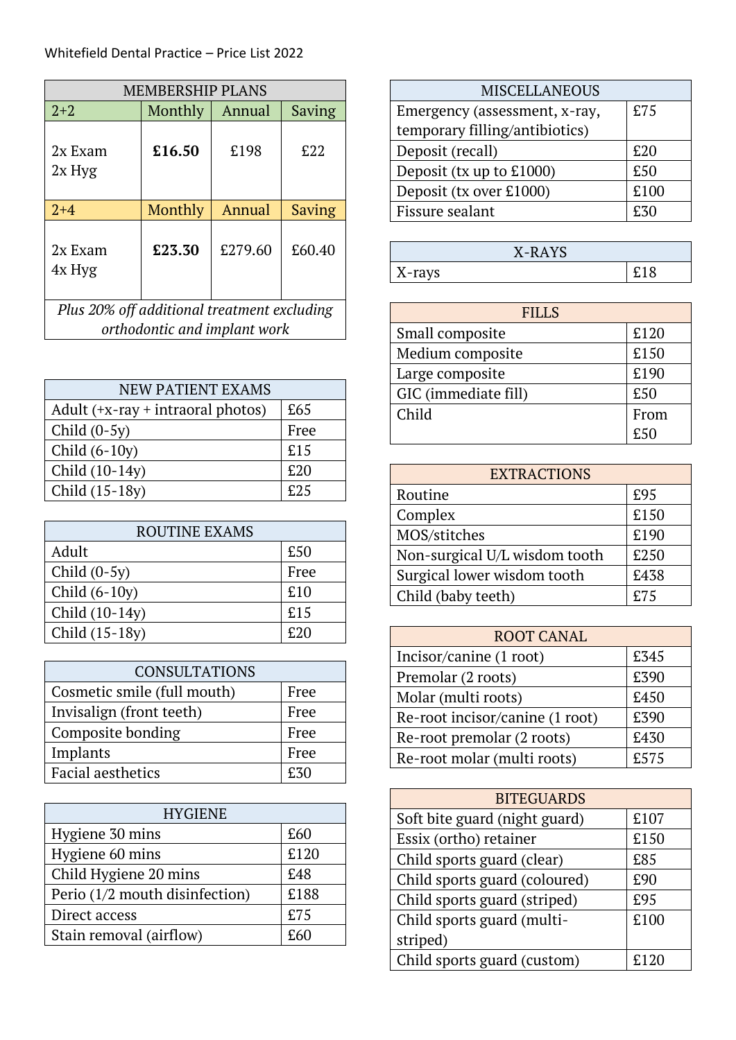Whitefield Dental Practice – Price List 2022

| MEMBERSHIP PLANS | | | |
|---|---|---|---|
| 2+2 | Monthly | Annual | Saving |
| 2x Exam<br>2x Hyg | **£16.50** | £198 | £22 |
| 2+4 | Monthly | Annual | Saving |
| 2x Exam<br>4x Hyg | **£23.30** | £279.60 | £60.40 |
| *Plus 20% off additional treatment excluding orthodontic and implant work* | | | |

| NEW PATIENT EXAMS | |
|---|---|
| Adult (+x-ray + intraoral photos) | £65 |
| Child (0-5y) | Free |
| Child (6-10y) | £15 |
| Child (10-14y) | £20 |
| Child (15-18y) | £25 |

| ROUTINE EXAMS | |
|---|---|
| Adult | £50 |
| Child (0-5y) | Free |
| Child (6-10y) | £10 |
| Child (10-14y) | £15 |
| Child (15-18y) | £20 |

| CONSULTATIONS | |
|---|---|
| Cosmetic smile (full mouth) | Free |
| Invisalign (front teeth) | Free |
| Composite bonding | Free |
| Implants | Free |
| Facial aesthetics | £30 |

| HYGIENE | |
|---|---|
| Hygiene 30 mins | £60 |
| Hygiene 60 mins | £120 |
| Child Hygiene 20 mins | £48 |
| Perio (1/2 mouth disinfection) | £188 |
| Direct access | £75 |
| Stain removal (airflow) | £60 |

| MISCELLANEOUS | |
|---|---|
| Emergency (assessment, x-ray, temporary filling/antibiotics) | £75 |
| Deposit (recall) | £20 |
| Deposit (tx up to £1000) | £50 |
| Deposit (tx over £1000) | £100 |
| Fissure sealant | £30 |

| X-RAYS | |
|---|---|
| X-rays | £18 |

| FILLS | |
|---|---|
| Small composite | £120 |
| Medium composite | £150 |
| Large composite | £190 |
| GIC (immediate fill) | £50 |
| Child | From £50 |

| EXTRACTIONS | |
|---|---|
| Routine | £95 |
| Complex | £150 |
| MOS/stitches | £190 |
| Non-surgical U/L wisdom tooth | £250 |
| Surgical lower wisdom tooth | £438 |
| Child (baby teeth) | £75 |

| ROOT CANAL | |
|---|---|
| Incisor/canine (1 root) | £345 |
| Premolar (2 roots) | £390 |
| Molar (multi roots) | £450 |
| Re-root incisor/canine (1 root) | £390 |
| Re-root premolar (2 roots) | £430 |
| Re-root molar (multi roots) | £575 |

| BITEGUARDS | |
|---|---|
| Soft bite guard (night guard) | £107 |
| Essix (ortho) retainer | £150 |
| Child sports guard (clear) | £85 |
| Child sports guard (coloured) | £90 |
| Child sports guard (striped) | £95 |
| Child sports guard (multi-striped) | £100 |
| Child sports guard (custom) | £120 |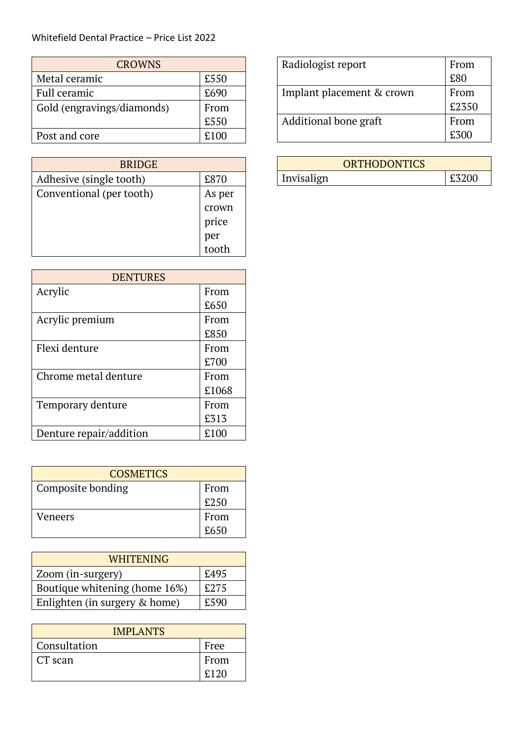Whitefield Dental Practice – Price List 2022

| CROWNS | |
|---|---|
| Metal ceramic | £550 |
| Full ceramic | £690 |
| Gold (engravings/diamonds) | From £550 |
| Post and core | £100 |

| BRIDGE | |
|---|---|
| Adhesive (single tooth) | £870 |
| Conventional (per tooth) | As per crown price per tooth |

| DENTURES | |
|---|---|
| Acrylic | From £650 |
| Acrylic premium | From £850 |
| Flexi denture | From £700 |
| Chrome metal denture | From £1068 |
| Temporary denture | From £313 |
| Denture repair/addition | £100 |

| COSMETICS | |
|---|---|
| Composite bonding | From £250 |
| Veneers | From £650 |

| WHITENING | |
|---|---|
| Zoom (in-surgery) | £495 |
| Boutique whitening (home 16%) | £275 |
| Enlighten (in surgery & home) | £590 |

| IMPLANTS | |
|---|---|
| Consultation | Free |
| CT scan | From £120 |
| Radiologist report | From £80 |
| Implant placement & crown | From £2350 |
| Additional bone graft | From £300 |

| ORTHODONTICS | |
|---|---|
| Invisalign | £3200 |